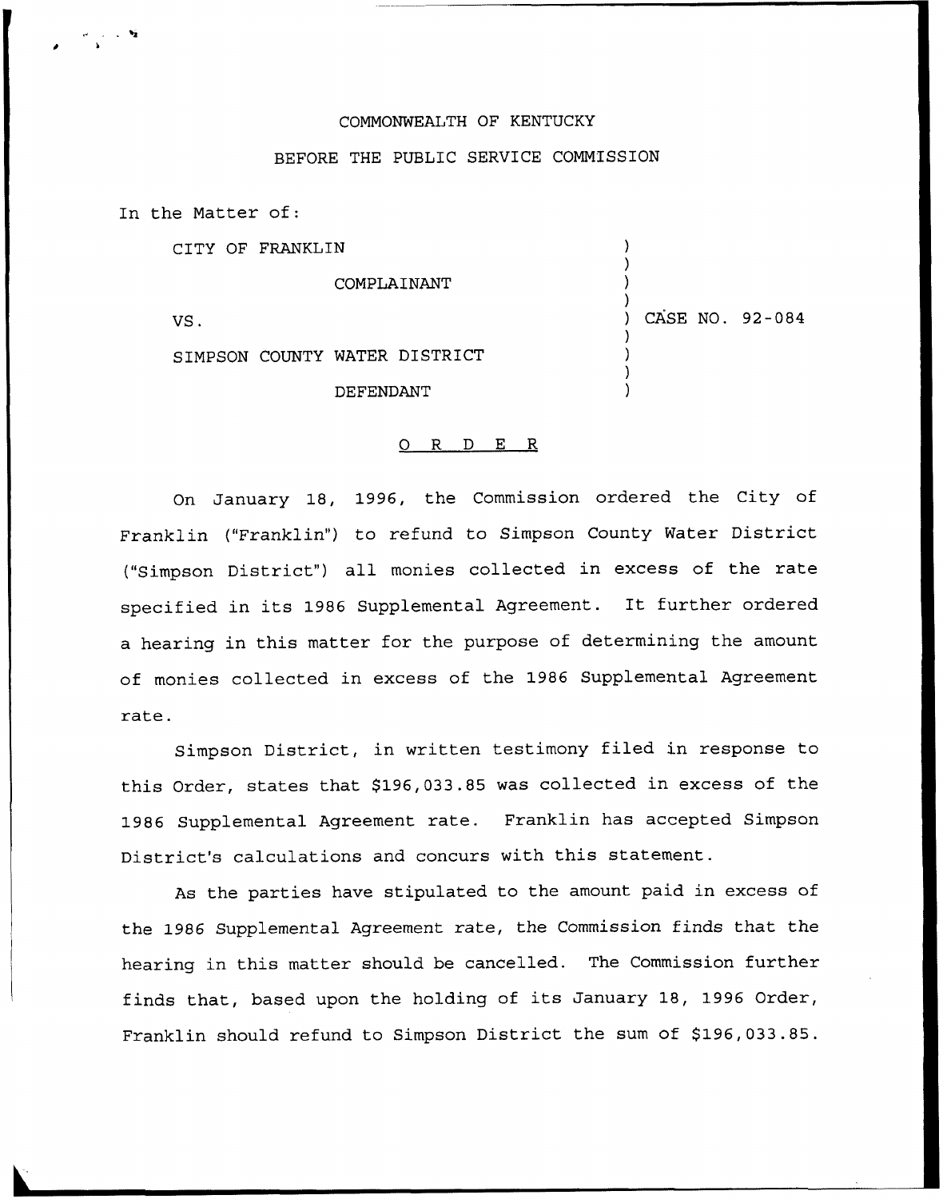COMMONWEALTH OF KENTUCKY

BEFORE THE PUBLIC SERVICE COMMISSION

In the Matter of:

| | | |
|---|---|---|
| CITY OF FRANKLIN | ) | |
| COMPLAINANT | ) | |
| VS. | ) | CASE NO. 92-084 |
| SIMPSON COUNTY WATER DISTRICT | ) | |
| DEFENDANT | ) | |

O R D E R

On January 18, 1996, the Commission ordered the City of Franklin ("Franklin") to refund to Simpson County Water District ("Simpson District") all monies collected in excess of the rate specified in its 1986 Supplemental Agreement. It further ordered a hearing in this matter for the purpose of determining the amount of monies collected in excess of the 1986 Supplemental Agreement rate.

Simpson District, in written testimony filed in response to this Order, states that $196,033.85 was collected in excess of the 1986 Supplemental Agreement rate. Franklin has accepted Simpson District's calculations and concurs with this statement.

As the parties have stipulated to the amount paid in excess of the 1986 Supplemental Agreement rate, the Commission finds that the hearing in this matter should be cancelled. The Commission further finds that, based upon the holding of its January 18, 1996 Order, Franklin should refund to Simpson District the sum of $196,033.85.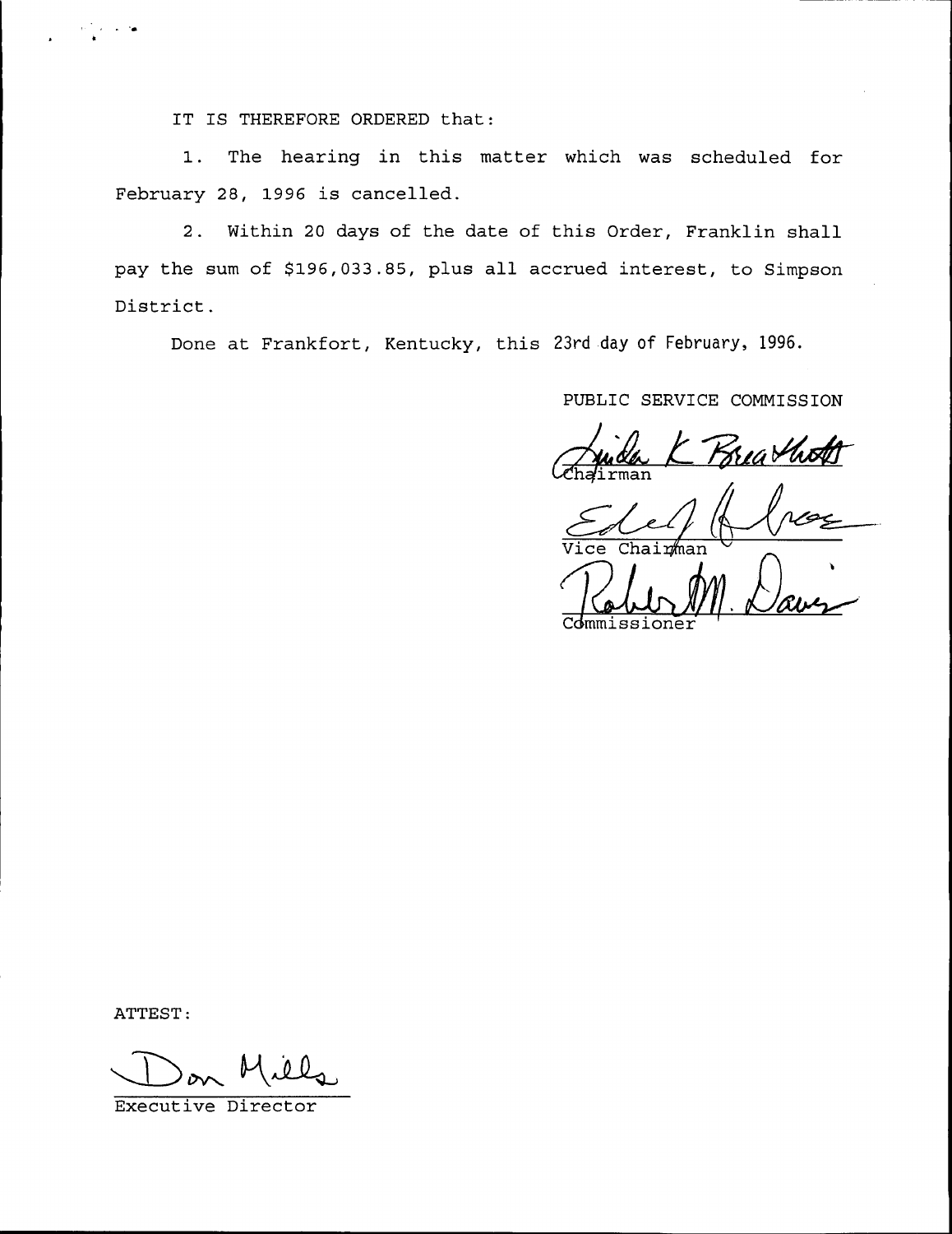IT IS THEREFORE ORDERED that:

1. The hearing in this matter which was scheduled for February 28, 1996 is cancelled.

2. Within 20 days of the date of this Order, Franklin shall pay the sum of $196,033.85, plus all accrued interest, to Simpson District.

Done at Frankfort, Kentucky, this 23rd day of February, 1996.

PUBLIC SERVICE COMMISSION

Chairman

Vice Chairman

Commissioner

ATTEST:

Executive Director